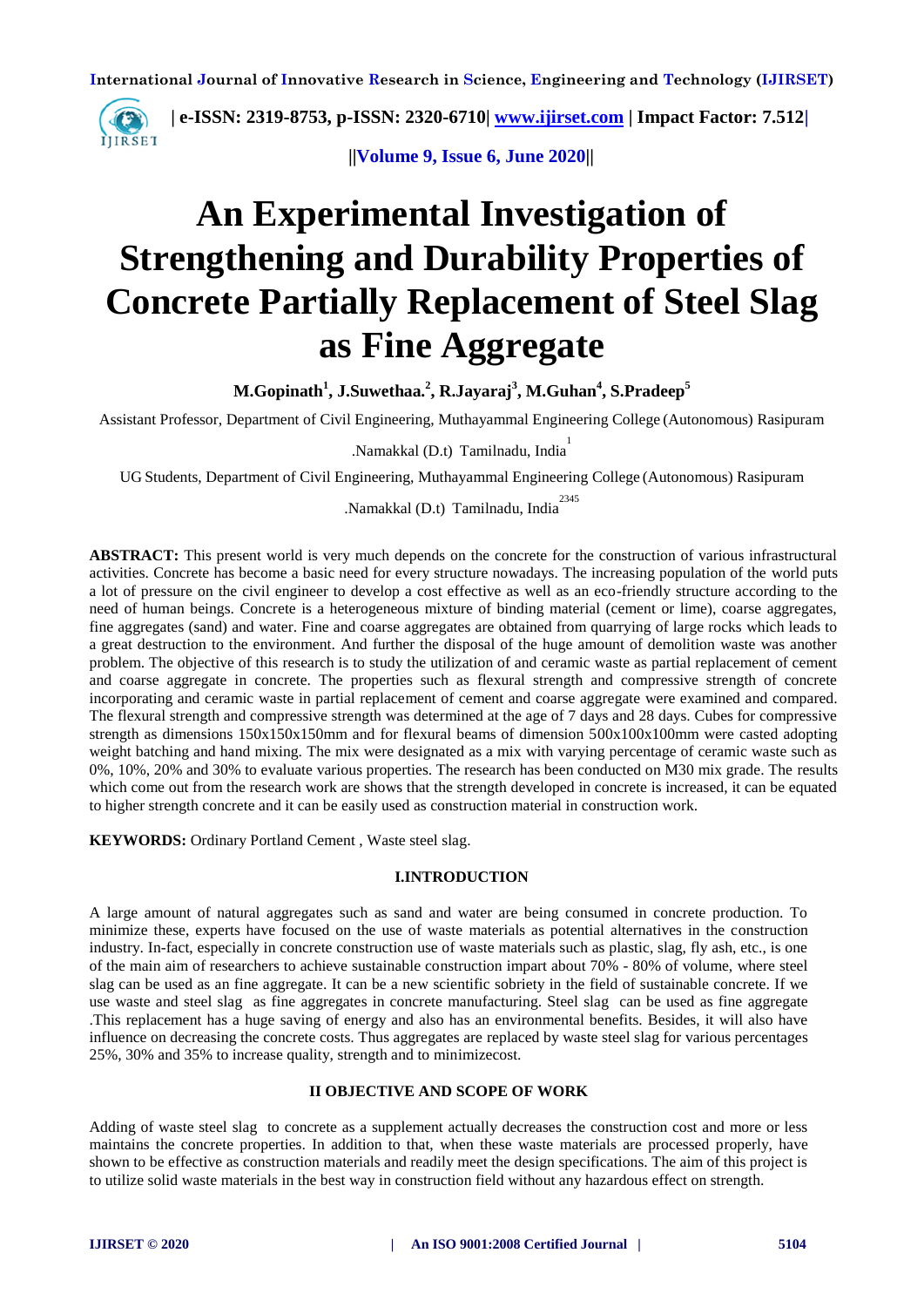# An Experimental Investigation of Strengthening and Durability Properties of Concrete Partially Replacement of Steel Slag as Fine Aggregate

**M.Gopinath[1], J.Suwethaa.[2], R.Jayaraj[3], M.Guhan[4], S.Pradeep[5]**

Assistant Professor, Department of Civil Engineering, Muthayammal Engineering College (Autonomous) Rasipuram .Namakkal (D.t) Tamilnadu, India[1]

UG Students, Department of Civil Engineering, Muthayammal Engineering College (Autonomous) Rasipuram .Namakkal (D.t) Tamilnadu, India[2345]

**ABSTRACT:** This present world is very much depends on the concrete for the construction of various infrastructural activities. Concrete has become a basic need for every structure nowadays. The increasing population of the world puts a lot of pressure on the civil engineer to develop a cost effective as well as an eco-friendly structure according to the need of human beings. Concrete is a heterogeneous mixture of binding material (cement or lime), coarse aggregates, fine aggregates (sand) and water. Fine and coarse aggregates are obtained from quarrying of large rocks which leads to a great destruction to the environment. And further the disposal of the huge amount of demolition waste was another problem. The objective of this research is to study the utilization of and ceramic waste as partial replacement of cement and coarse aggregate in concrete. The properties such as flexural strength and compressive strength of concrete incorporating and ceramic waste in partial replacement of cement and coarse aggregate were examined and compared. The flexural strength and compressive strength was determined at the age of 7 days and 28 days. Cubes for compressive strength as dimensions 150x150x150mm and for flexural beams of dimension 500x100x100mm were casted adopting weight batching and hand mixing. The mix were designated as a mix with varying percentage of ceramic waste such as 0%, 10%, 20% and 30% to evaluate various properties. The research has been conducted on M30 mix grade. The results which come out from the research work are shows that the strength developed in concrete is increased, it can be equated to higher strength concrete and it can be easily used as construction material in construction work.

**KEYWORDS:** Ordinary Portland Cement , Waste steel slag.

## I.INTRODUCTION

A large amount of natural aggregates such as sand and water are being consumed in concrete production. To minimize these, experts have focused on the use of waste materials as potential alternatives in the construction industry. In-fact, especially in concrete construction use of waste materials such as plastic, slag, fly ash, etc., is one of the main aim of researchers to achieve sustainable construction impart about 70% - 80% of volume, where steel slag can be used as an fine aggregate. It can be a new scientific sobriety in the field of sustainable concrete. If we use waste and steel slag as fine aggregates in concrete manufacturing. Steel slag can be used as fine aggregate .This replacement has a huge saving of energy and also has an environmental benefits. Besides, it will also have influence on decreasing the concrete costs. Thus aggregates are replaced by waste steel slag for various percentages 25%, 30% and 35% to increase quality, strength and to minimizecost.

## II OBJECTIVE AND SCOPE OF WORK

Adding of waste steel slag to concrete as a supplement actually decreases the construction cost and more or less maintains the concrete properties. In addition to that, when these waste materials are processed properly, have shown to be effective as construction materials and readily meet the design specifications. The aim of this project is to utilize solid waste materials in the best way in construction field without any hazardous effect on strength.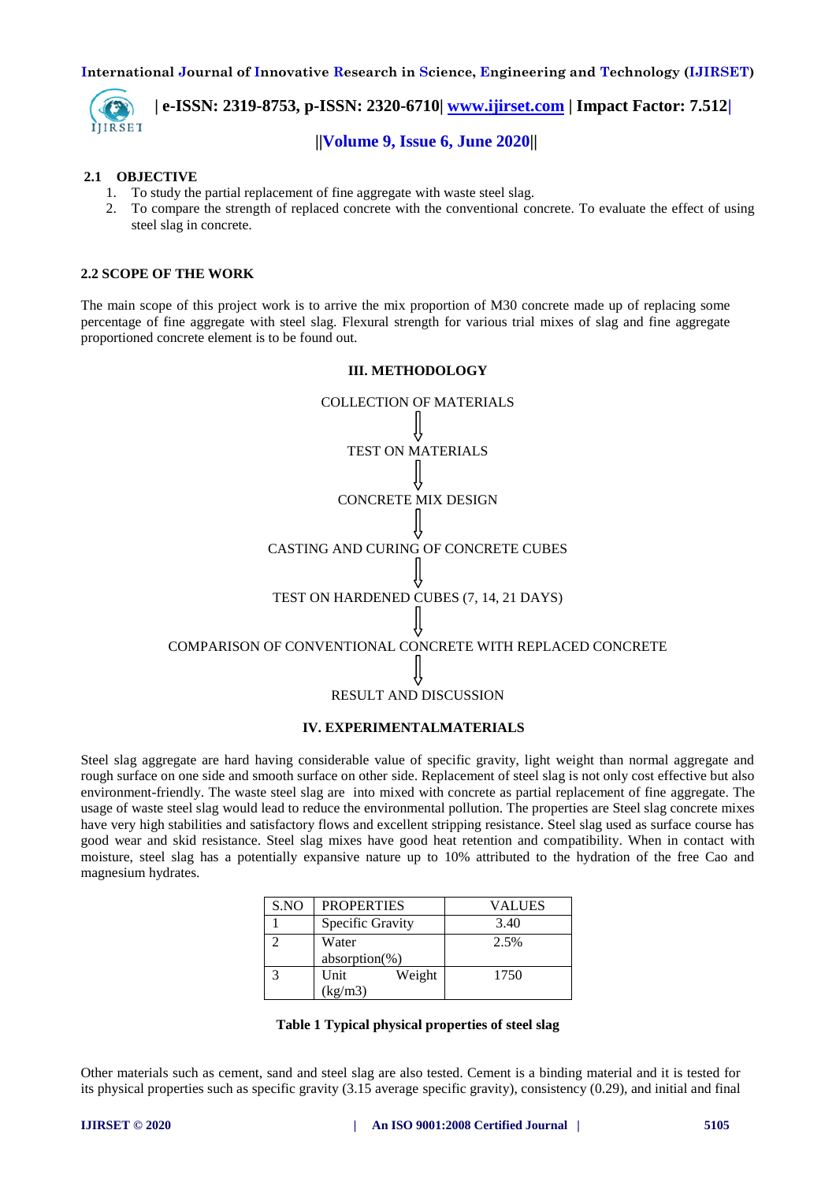### 2.1 OBJECTIVE

1. To study the partial replacement of fine aggregate with waste steel slag.
2. To compare the strength of replaced concrete with the conventional concrete. To evaluate the effect of using steel slag in concrete.

### 2.2 SCOPE OF THE WORK

The main scope of this project work is to arrive the mix proportion of M30 concrete made up of replacing some percentage of fine aggregate with steel slag. Flexural strength for various trial mixes of slag and fine aggregate proportioned concrete element is to be found out.

## III. METHODOLOGY

COLLECTION OF MATERIALS

⇓

TEST ON MATERIALS

⇓

CONCRETE MIX DESIGN

⇓

CASTING AND CURING OF CONCRETE CUBES

⇓

TEST ON HARDENED CUBES (7, 14, 21 DAYS)

⇓

COMPARISON OF CONVENTIONAL CONCRETE WITH REPLACED CONCRETE

⇓

RESULT AND DISCUSSION

## IV. EXPERIMENTALMATERIALS

Steel slag aggregate are hard having considerable value of specific gravity, light weight than normal aggregate and rough surface on one side and smooth surface on other side. Replacement of steel slag is not only cost effective but also environment-friendly. The waste steel slag are into mixed with concrete as partial replacement of fine aggregate. The usage of waste steel slag would lead to reduce the environmental pollution. The properties are Steel slag concrete mixes have very high stabilities and satisfactory flows and excellent stripping resistance. Steel slag used as surface course has good wear and skid resistance. Steel slag mixes have good heat retention and compatibility. When in contact with moisture, steel slag has a potentially expansive nature up to 10% attributed to the hydration of the free Cao and magnesium hydrates.

| S.NO | PROPERTIES | VALUES |
|---|---|---|
| 1 | Specific Gravity | 3.40 |
| 2 | Water absorption(%) | 2.5% |
| 3 | Unit Weight (kg/m3) | 1750 |

**Table 1 Typical physical properties of steel slag**

Other materials such as cement, sand and steel slag are also tested. Cement is a binding material and it is tested for its physical properties such as specific gravity (3.15 average specific gravity), consistency (0.29), and initial and final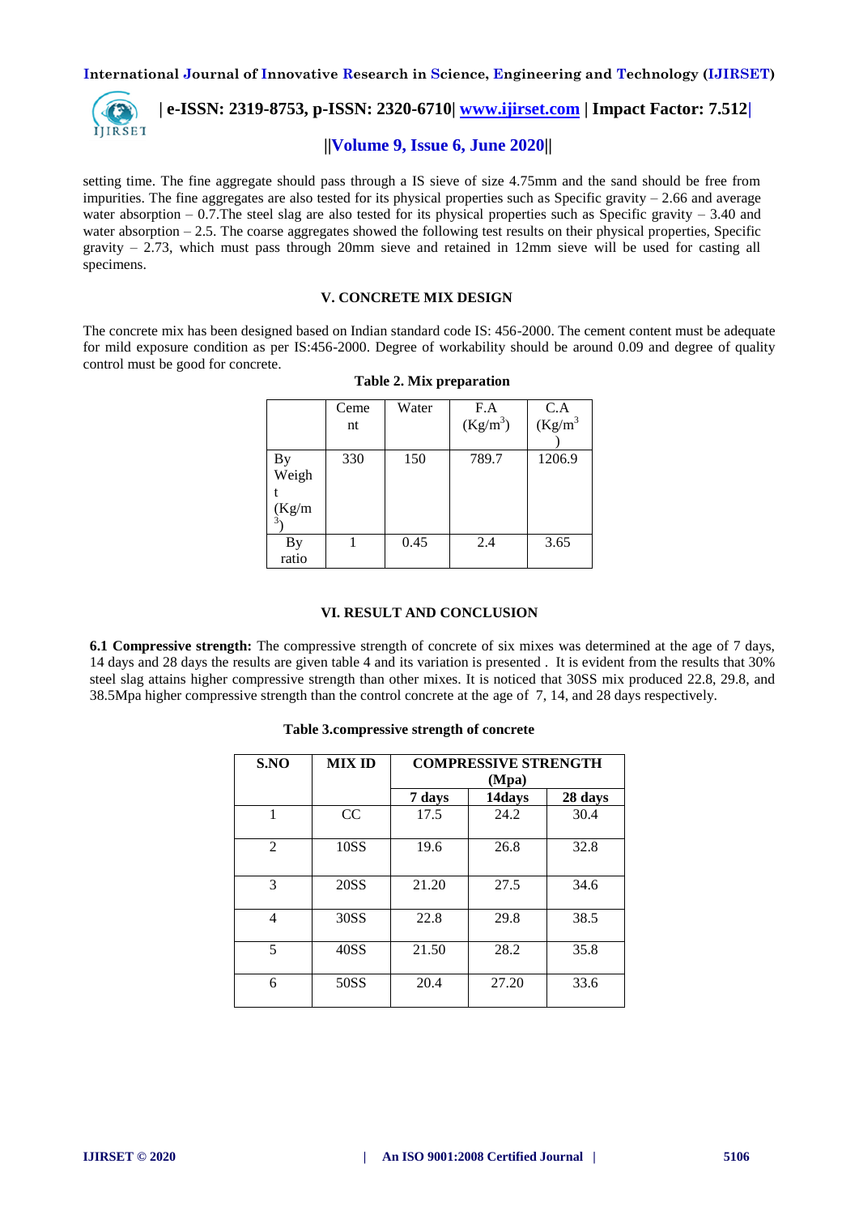setting time. The fine aggregate should pass through a IS sieve of size 4.75mm and the sand should be free from impurities. The fine aggregates are also tested for its physical properties such as Specific gravity – 2.66 and average water absorption – 0.7.The steel slag are also tested for its physical properties such as Specific gravity – 3.40 and water absorption – 2.5. The coarse aggregates showed the following test results on their physical properties, Specific gravity – 2.73, which must pass through 20mm sieve and retained in 12mm sieve will be used for casting all specimens.

## V. CONCRETE MIX DESIGN

The concrete mix has been designed based on Indian standard code IS: 456-2000. The cement content must be adequate for mild exposure condition as per IS:456-2000. Degree of workability should be around 0.09 and degree of quality control must be good for concrete.

**Table 2. Mix preparation**

| | Cement | Water | F.A ($Kg/m^3$) | C.A ($Kg/m^3$) |
|---|---|---|---|---|
| By Weight ($Kg/m^3$) | 330 | 150 | 789.7 | 1206.9 |
| By ratio | 1 | 0.45 | 2.4 | 3.65 |

## VI. RESULT AND CONCLUSION

**6.1 Compressive strength:** The compressive strength of concrete of six mixes was determined at the age of 7 days, 14 days and 28 days the results are given table 4 and its variation is presented . It is evident from the results that 30% steel slag attains higher compressive strength than other mixes. It is noticed that 30SS mix produced 22.8, 29.8, and 38.5Mpa higher compressive strength than the control concrete at the age of 7, 14, and 28 days respectively.

**Table 3.compressive strength of concrete**

| S.NO | MIX ID | COMPRESSIVE STRENGTH (Mpa) | | |
|---|---|---|---|---|
| | | 7 days | 14days | 28 days |
| 1 | CC | 17.5 | 24.2 | 30.4 |
| 2 | 10SS | 19.6 | 26.8 | 32.8 |
| 3 | 20SS | 21.20 | 27.5 | 34.6 |
| 4 | 30SS | 22.8 | 29.8 | 38.5 |
| 5 | 40SS | 21.50 | 28.2 | 35.8 |
| 6 | 50SS | 20.4 | 27.20 | 33.6 |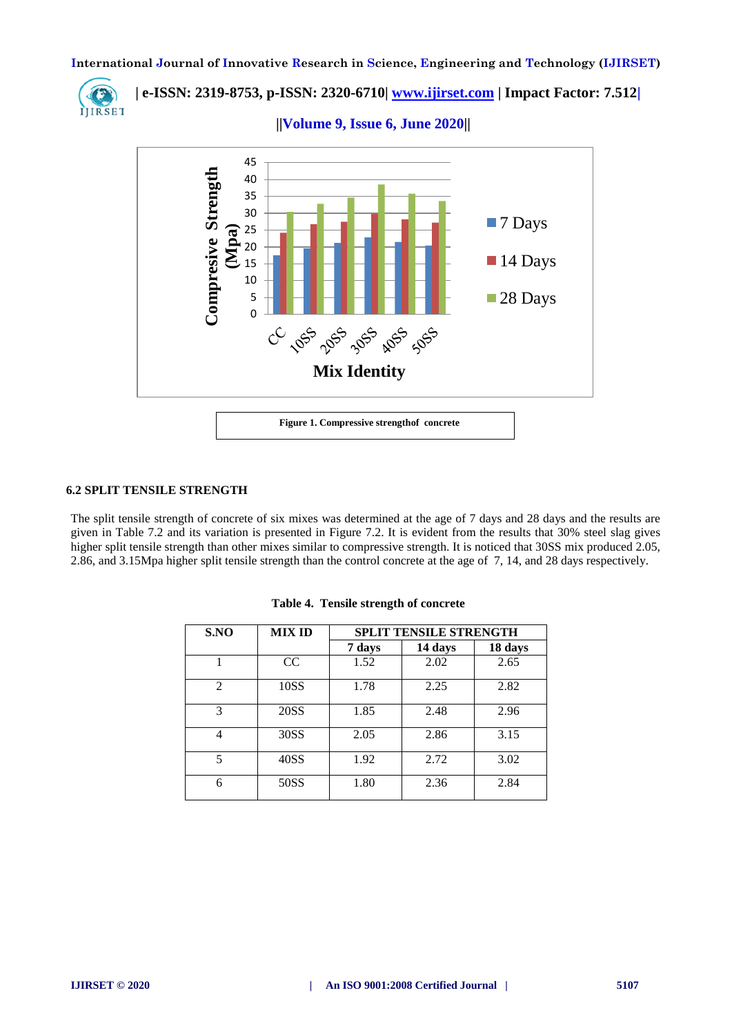Figure 1. Compressive strengthof concrete

### 6.2 SPLIT TENSILE STRENGTH

The split tensile strength of concrete of six mixes was determined at the age of 7 days and 28 days and the results are given in Table 7.2 and its variation is presented in Figure 7.2. It is evident from the results that 30% steel slag gives higher split tensile strength than other mixes similar to compressive strength. It is noticed that 30SS mix produced 2.05, 2.86, and 3.15Mpa higher split tensile strength than the control concrete at the age of 7, 14, and 28 days respectively.

**Table 4. Tensile strength of concrete**

| S.NO | MIX ID | SPLIT TENSILE STRENGTH | | |
|---|---|---|---|---|
| | | 7 days | 14 days | 18 days |
| 1 | CC | 1.52 | 2.02 | 2.65 |
| 2 | 10SS | 1.78 | 2.25 | 2.82 |
| 3 | 20SS | 1.85 | 2.48 | 2.96 |
| 4 | 30SS | 2.05 | 2.86 | 3.15 |
| 5 | 40SS | 1.92 | 2.72 | 3.02 |
| 6 | 50SS | 1.80 | 2.36 | 2.84 |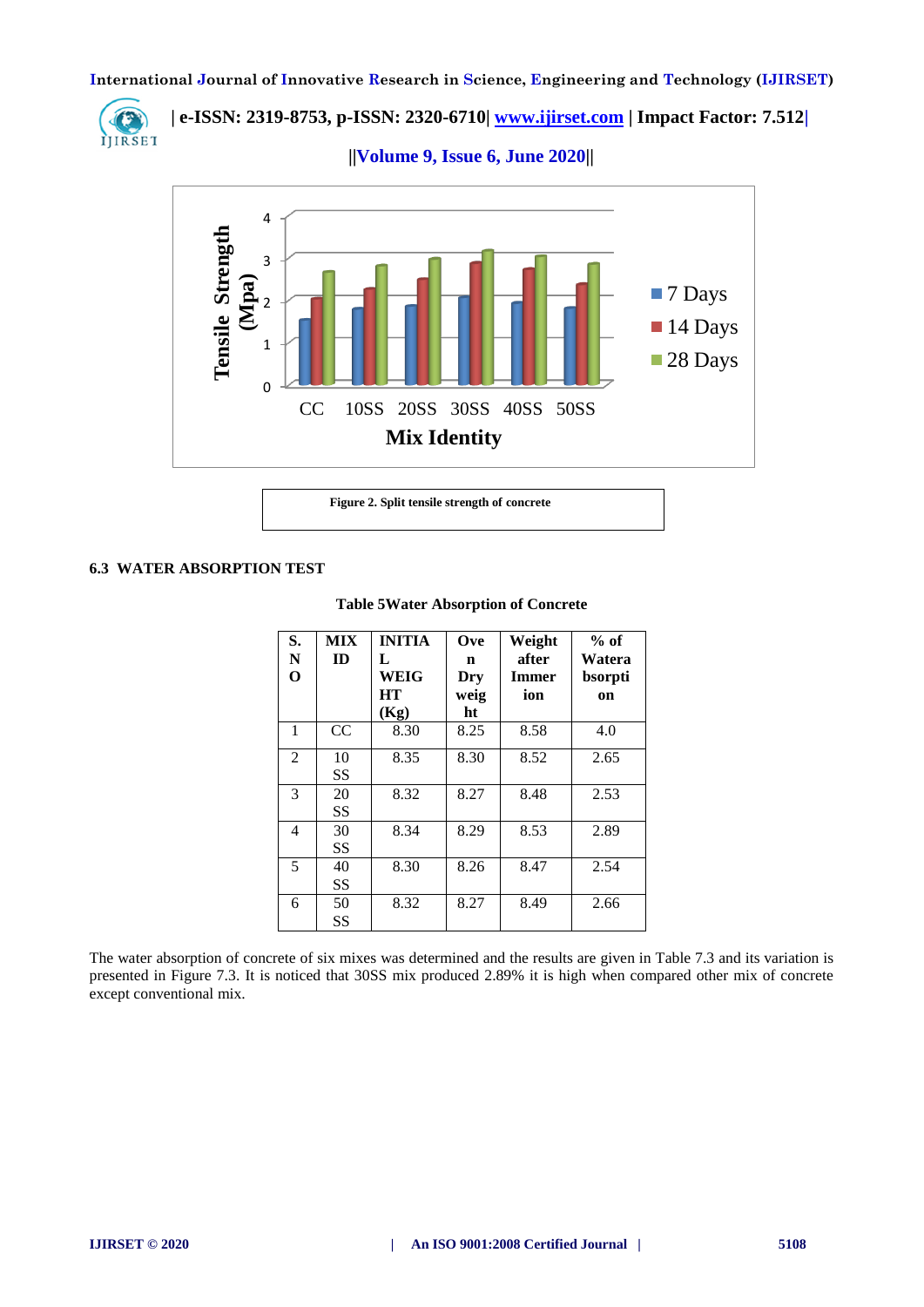Figure 2. Split tensile strength of concrete

### 6.3 WATER ABSORPTION TEST

**Table 5Water Absorption of Concrete**

| S. NO | MIX ID | INITIAL WEIGHT (Kg) | Oven Dry weight | Weight after Immersion | % of Waterabsorption |
|---|---|---|---|---|---|
| 1 | CC | 8.30 | 8.25 | 8.58 | 4.0 |
| 2 | 10 SS | 8.35 | 8.30 | 8.52 | 2.65 |
| 3 | 20 SS | 8.32 | 8.27 | 8.48 | 2.53 |
| 4 | 30 SS | 8.34 | 8.29 | 8.53 | 2.89 |
| 5 | 40 SS | 8.30 | 8.26 | 8.47 | 2.54 |
| 6 | 50 SS | 8.32 | 8.27 | 8.49 | 2.66 |

The water absorption of concrete of six mixes was determined and the results are given in Table 7.3 and its variation is presented in Figure 7.3. It is noticed that 30SS mix produced 2.89% it is high when compared other mix of concrete except conventional mix.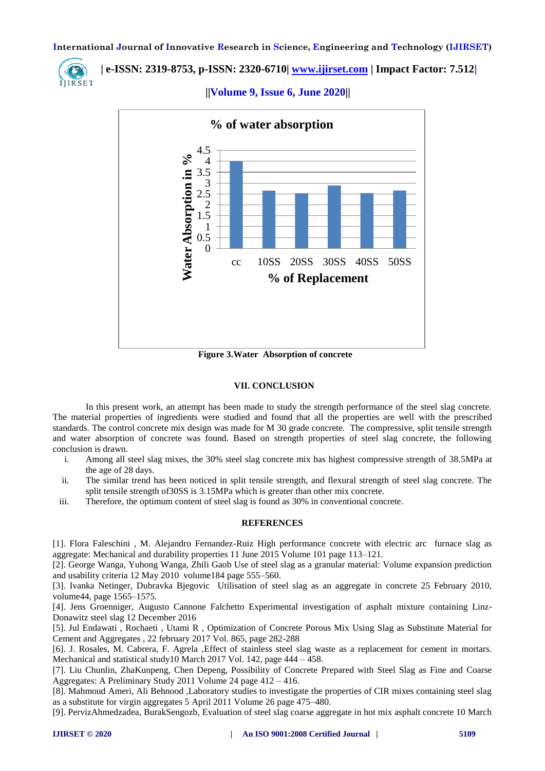% of water absorption

Water Absorption in % (y-axis: 0 to 4.5); % of Replacement (x-axis: cc, 10SS, 20SS, 30SS, 40SS, 50SS)

**Figure 3.Water Absorption of concrete**

## VII. CONCLUSION

In this present work, an attempt has been made to study the strength performance of the steel slag concrete. The material properties of ingredients were studied and found that all the properties are well with the prescribed standards. The control concrete mix design was made for M 30 grade concrete. The compressive, split tensile strength and water absorption of concrete was found. Based on strength properties of steel slag concrete, the following conclusion is drawn.

i. Among all steel slag mixes, the 30% steel slag concrete mix has highest compressive strength of 38.5MPa at the age of 28 days.
ii. The similar trend has been noticed in split tensile strength, and flexural strength of steel slag concrete. The split tensile strength of30SS is 3.15MPa which is greater than other mix concrete.
iii. Therefore, the optimum content of steel slag is found as 30% in conventional concrete.

## REFERENCES

[1]. Flora Faleschini , M. Alejandro Fernandez-Ruiz High performance concrete with electric arc furnace slag as aggregate: Mechanical and durability properties 11 June 2015 Volume 101 page 113–121.

[2]. George Wanga, Yuhong Wanga, Zhili Gaob Use of steel slag as a granular material: Volume expansion prediction and usability criteria 12 May 2010 volume184 page 555–560.

[3]. Ivanka Netinger, Dubravka Bjegovic Utilisation of steel slag as an aggregate in concrete 25 February 2010, volume44, page 1565–1575.

[4]. Jens Groenniger, Augusto Cannone Falchetto Experimental investigation of asphalt mixture containing Linz-Donawitz steel slag 12 December 2016

[5]. Jul Endawati , Rochaeti , Utami R , Optimization of Concrete Porous Mix Using Slag as Substitute Material for Cement and Aggregates , 22 february 2017 Vol. 865, page 282-288

[6]. J. Rosales, M. Cabrera, F. Agrela ,Effect of stainless steel slag waste as a replacement for cement in mortars. Mechanical and statistical study10 March 2017 Vol. 142, page 444 – 458.

[7]. Liu Chunlin, ZhaKunpeng, Chen Depeng, Possibility of Concrete Prepared with Steel Slag as Fine and Coarse Aggregates: A Preliminary Study 2011 Volume 24 page 412 – 416.

[8]. Mahmoud Ameri, Ali Behnood ,Laboratory studies to investigate the properties of CIR mixes containing steel slag as a substitute for virgin aggregates 5 April 2011 Volume 26 page 475–480.

[9]. PervizAhmedzadea, BurakSengozb, Evaluation of steel slag coarse aggregate in hot mix asphalt concrete 10 March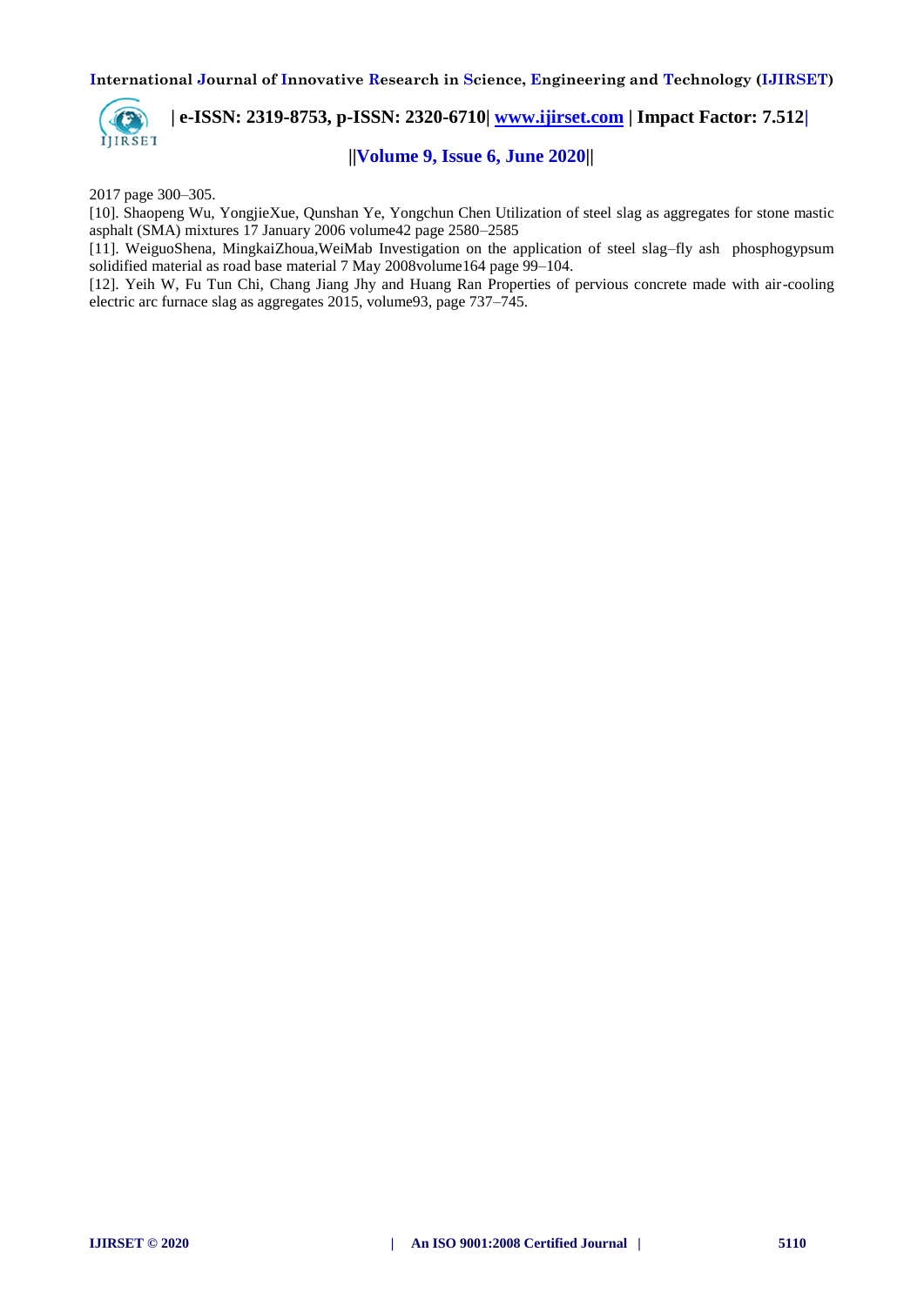2017 page 300–305.

[10]. Shaopeng Wu, YongjieXue, Qunshan Ye, Yongchun Chen Utilization of steel slag as aggregates for stone mastic asphalt (SMA) mixtures 17 January 2006 volume42 page 2580–2585

[11]. WeiguoShena, MingkaiZhoua,WeiMab Investigation on the application of steel slag–fly ash phosphogypsum solidified material as road base material 7 May 2008volume164 page 99–104.

[12]. Yeih W, Fu Tun Chi, Chang Jiang Jhy and Huang Ran Properties of pervious concrete made with air-cooling electric arc furnace slag as aggregates 2015, volume93, page 737–745.